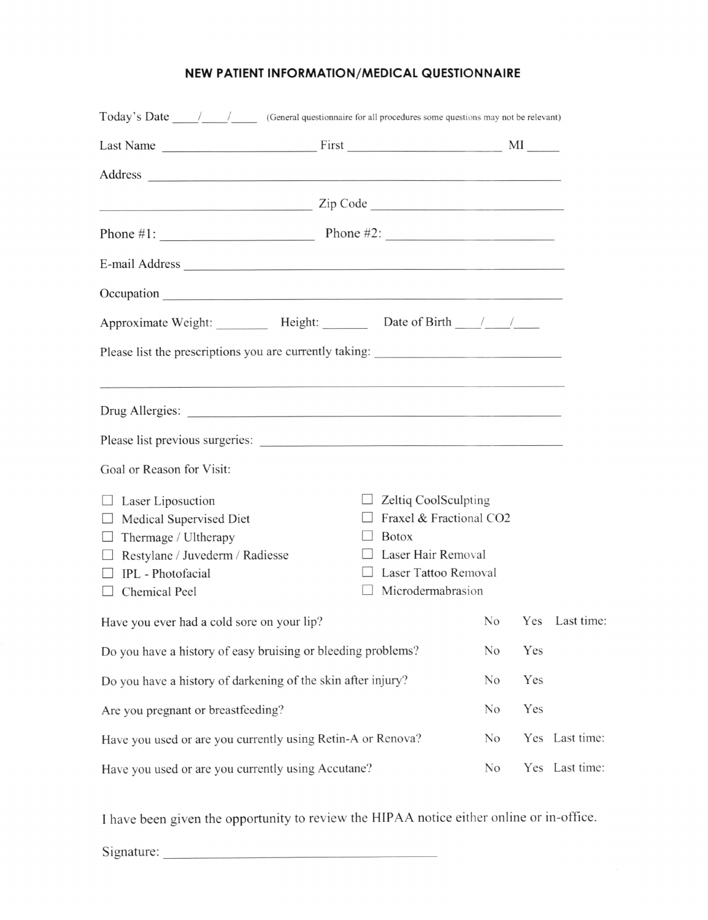# NEW PATIENT INFORMATION/MEDICAL QUESTIONNAIRE

Today's Date \_\_\_\_/\_\_\_\_/\_\_\_\_ (General questionnaire for all procedures some questions may not be relevant)

Last Name \_\_\_\_\_\_\_\_\_\_\_\_\_\_\_\_\_\_\_\_\_\_ First \_\_\_\_\_\_\_\_\_\_\_\_\_\_\_\_\_\_\_\_\_\_ MI \_\_\_\_\_

Address \_\_\_\_\_\_\_\_\_\_\_\_\_\_\_\_\_\_\_\_\_\_\_\_\_\_\_\_\_\_\_\_\_\_\_\_\_\_\_\_\_\_\_\_\_\_\_\_\_\_\_\_\_\_\_\_

\_\_\_\_\_\_\_\_\_\_\_\_\_\_\_\_\_\_\_\_\_\_\_\_\_\_\_\_ Zip Code \_\_\_\_\_\_\_\_\_\_\_\_\_\_\_\_\_\_\_\_\_\_\_\_\_\_

Phone #1: \_\_\_\_\_\_\_\_\_\_\_\_\_\_\_\_\_\_\_\_\_\_ Phone #2: \_\_\_\_\_\_\_\_\_\_\_\_\_\_\_\_\_\_\_\_\_\_

E-mail Address \_\_\_\_\_\_\_\_\_\_\_\_\_\_\_\_\_\_\_\_\_\_\_\_\_\_\_\_\_\_\_\_\_\_\_\_\_\_\_\_\_\_\_\_\_\_\_\_\_\_\_\_

Occupation \_\_\_\_\_\_\_\_\_\_\_\_\_\_\_\_\_\_\_\_\_\_\_\_\_\_\_\_\_\_\_\_\_\_\_\_\_\_\_\_\_\_\_\_\_\_\_\_\_\_\_\_\_\_

Approximate Weight: \_\_\_\_\_\_\_\_ Height: \_\_\_\_\_\_\_ Date of Birth \_\_\_\_/\_\_\_\_/\_\_\_\_

Please list the prescriptions you are currently taking: \_\_\_\_\_\_\_\_\_\_\_\_\_\_\_\_\_\_\_\_\_\_\_\_\_\_\_\_

\_\_\_\_\_\_\_\_\_\_\_\_\_\_\_\_\_\_\_\_\_\_\_\_\_\_\_\_\_\_\_\_\_\_\_\_\_\_\_\_\_\_\_\_\_\_\_\_\_\_\_\_\_\_\_\_\_\_\_\_\_\_\_\_\_\_

Drug Allergies: \_\_\_\_\_\_\_\_\_\_\_\_\_\_\_\_\_\_\_\_\_\_\_\_\_\_\_\_\_\_\_\_\_\_\_\_\_\_\_\_\_\_\_\_\_\_\_\_\_\_\_\_

Please list previous surgeries: \_\_\_\_\_\_\_\_\_\_\_\_\_\_\_\_\_\_\_\_\_\_\_\_\_\_\_\_\_\_\_\_\_\_\_\_\_\_\_\_

Goal or Reason for Visit:

- ☐ Laser Liposuction
- ☐ Medical Supervised Diet
- ☐ Thermage / Ultherapy
- ☐ Restylane / Juvederm / Radiesse
- ☐ IPL - Photofacial
- ☐ Chemical Peel
- ☐ Zeltiq CoolSculpting
- ☐ Fraxel & Fractional CO2
- ☐ Botox
- ☐ Laser Hair Removal
- ☐ Laser Tattoo Removal
- ☐ Microdermabrasion

| Question | | | |
|---|---|---|---|
| Have you ever had a cold sore on your lip? | No | Yes | Last time: |
| Do you have a history of easy bruising or bleeding problems? | No | Yes | |
| Do you have a history of darkening of the skin after injury? | No | Yes | |
| Are you pregnant or breastfeeding? | No | Yes | |
| Have you used or are you currently using Retin-A or Renova? | No | Yes | Last time: |
| Have you used or are you currently using Accutane? | No | Yes | Last time: |

I have been given the opportunity to review the HIPAA notice either online or in-office.

Signature: \_\_\_\_\_\_\_\_\_\_\_\_\_\_\_\_\_\_\_\_\_\_\_\_\_\_\_\_\_\_\_\_\_\_\_\_\_\_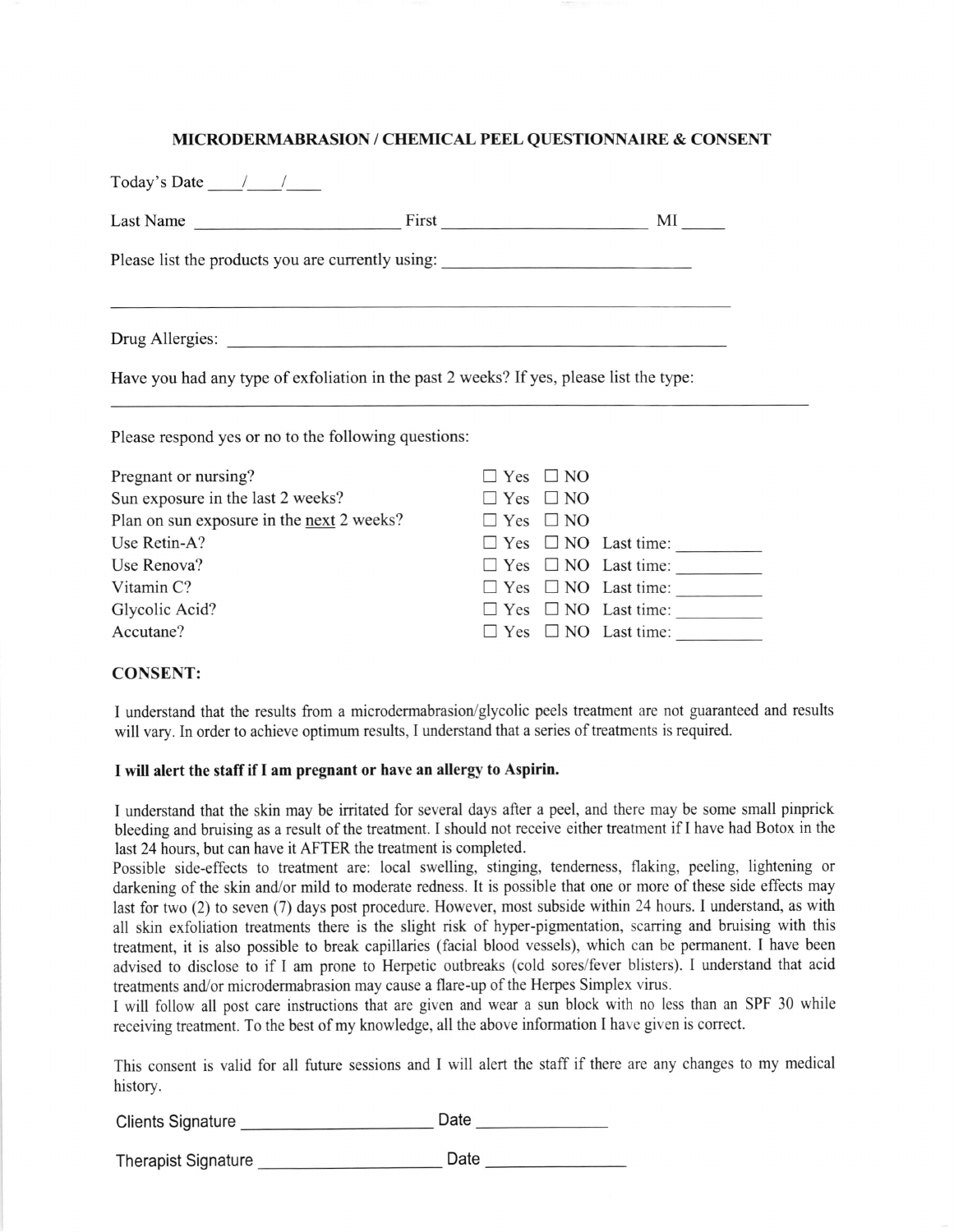# MICRODERMABRASION / CHEMICAL PEEL QUESTIONNAIRE & CONSENT

Today's Date \_\_\_\_/\_\_\_\_/\_\_\_\_

Last Name \_\_\_\_\_\_\_\_\_\_\_\_\_\_\_\_\_\_\_\_\_\_\_\_ First \_\_\_\_\_\_\_\_\_\_\_\_\_\_\_\_\_\_\_\_\_\_\_\_ MI \_\_\_\_\_

Please list the products you are currently using: \_\_\_\_\_\_\_\_\_\_\_\_\_\_\_\_\_\_\_\_\_\_\_\_\_\_\_\_\_\_

\_\_\_\_\_\_\_\_\_\_\_\_\_\_\_\_\_\_\_\_\_\_\_\_\_\_\_\_\_\_\_\_\_\_\_\_\_\_\_\_\_\_\_\_\_\_\_\_\_\_\_\_\_\_\_\_\_\_\_\_\_\_\_\_\_\_\_\_\_\_\_\_

Drug Allergies: \_\_\_\_\_\_\_\_\_\_\_\_\_\_\_\_\_\_\_\_\_\_\_\_\_\_\_\_\_\_\_\_\_\_\_\_\_\_\_\_\_\_\_\_\_\_\_\_\_\_\_\_\_\_\_\_\_\_

Have you had any type of exfoliation in the past 2 weeks? If yes, please list the type:

\_\_\_\_\_\_\_\_\_\_\_\_\_\_\_\_\_\_\_\_\_\_\_\_\_\_\_\_\_\_\_\_\_\_\_\_\_\_\_\_\_\_\_\_\_\_\_\_\_\_\_\_\_\_\_\_\_\_\_\_\_\_\_\_\_\_\_\_\_\_\_\_\_\_\_\_

Please respond yes or no to the following questions:

| | | | |
|---|---|---|---|
| Pregnant or nursing? | ☐ Yes | ☐ NO | |
| Sun exposure in the last 2 weeks? | ☐ Yes | ☐ NO | |
| Plan on sun exposure in the <u>next</u> 2 weeks? | ☐ Yes | ☐ NO | |
| Use Retin-A? | ☐ Yes | ☐ NO | Last time: \_\_\_\_\_\_\_\_\_\_ |
| Use Renova? | ☐ Yes | ☐ NO | Last time: \_\_\_\_\_\_\_\_\_\_ |
| Vitamin C? | ☐ Yes | ☐ NO | Last time: \_\_\_\_\_\_\_\_\_\_ |
| Glycolic Acid? | ☐ Yes | ☐ NO | Last time: \_\_\_\_\_\_\_\_\_\_ |
| Accutane? | ☐ Yes | ☐ NO | Last time: \_\_\_\_\_\_\_\_\_\_ |

## CONSENT:

I understand that the results from a microdermabrasion/glycolic peels treatment are not guaranteed and results will vary. In order to achieve optimum results, I understand that a series of treatments is required.

**I will alert the staff if I am pregnant or have an allergy to Aspirin.**

I understand that the skin may be irritated for several days after a peel, and there may be some small pinprick bleeding and bruising as a result of the treatment. I should not receive either treatment if I have had Botox in the last 24 hours, but can have it AFTER the treatment is completed.

Possible side-effects to treatment are: local swelling, stinging, tenderness, flaking, peeling, lightening or darkening of the skin and/or mild to moderate redness. It is possible that one or more of these side effects may last for two (2) to seven (7) days post procedure. However, most subside within 24 hours. I understand, as with all skin exfoliation treatments there is the slight risk of hyper-pigmentation, scarring and bruising with this treatment, it is also possible to break capillaries (facial blood vessels), which can be permanent. I have been advised to disclose to if I am prone to Herpetic outbreaks (cold sores/fever blisters). I understand that acid treatments and/or microdermabrasion may cause a flare-up of the Herpes Simplex virus.

I will follow all post care instructions that are given and wear a sun block with no less than an SPF 30 while receiving treatment. To the best of my knowledge, all the above information I have given is correct.

This consent is valid for all future sessions and I will alert the staff if there are any changes to my medical history.

Clients Signature \_\_\_\_\_\_\_\_\_\_\_\_\_\_\_\_\_\_\_\_\_\_\_ Date \_\_\_\_\_\_\_\_\_\_\_\_\_\_\_\_

Therapist Signature \_\_\_\_\_\_\_\_\_\_\_\_\_\_\_\_\_\_\_\_\_\_ Date \_\_\_\_\_\_\_\_\_\_\_\_\_\_\_\_\_